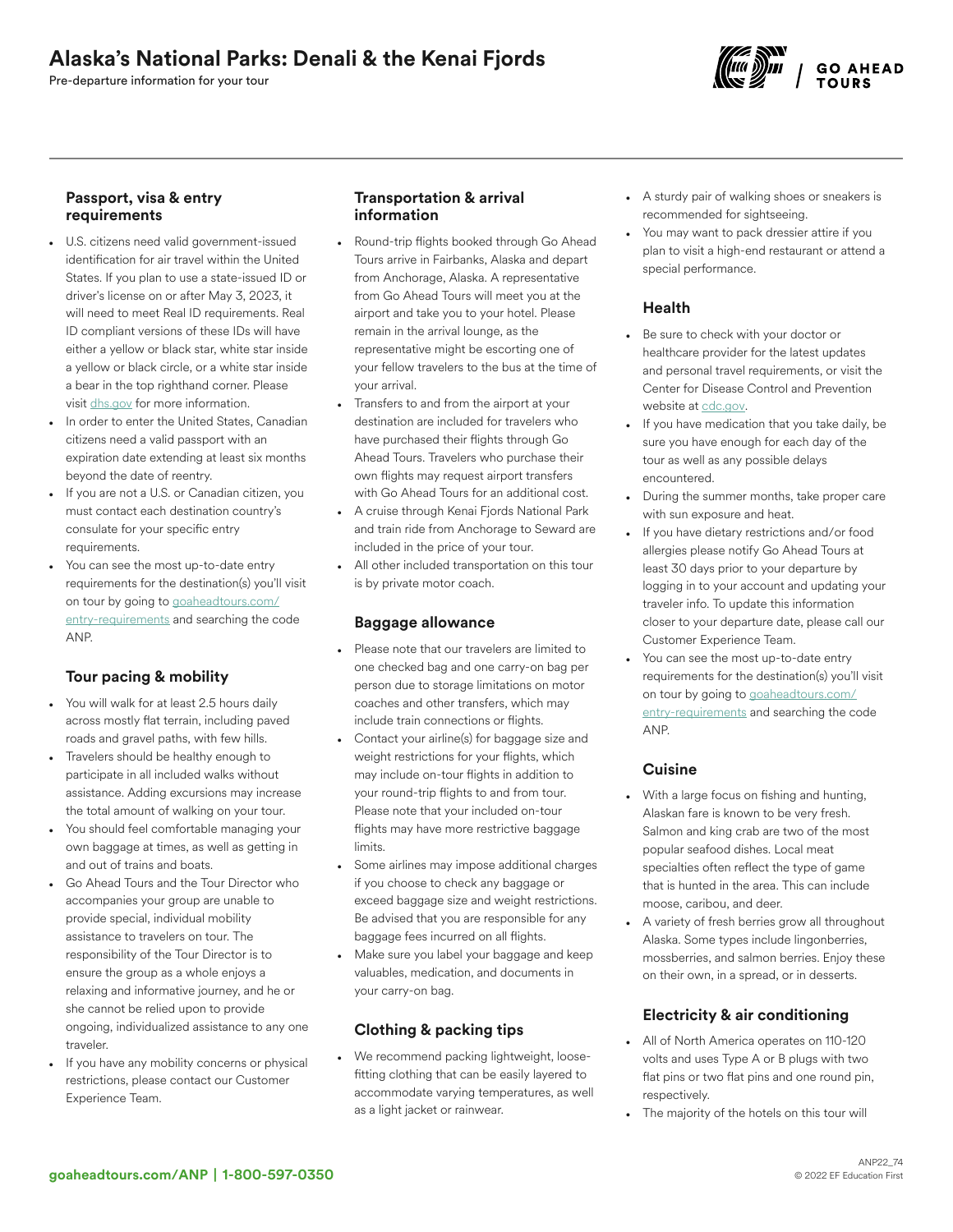# Alaska's National Parks: Denali & the Kenai Fjords

Pre-departure information for your tour

### Passport, visa & entry requirements

- U.S. citizens need valid government-issued identification for air travel within the United States. If you plan to use a state-issued ID or driver's license on or after May 3, 2023, it will need to meet Real ID requirements. Real ID compliant versions of these IDs will have either a yellow or black star, white star inside a yellow or black circle, or a white star inside a bear in the top righthand corner. Please visit dhs.gov for more information.
- In order to enter the United States, Canadian citizens need a valid passport with an expiration date extending at least six months beyond the date of reentry.
- If you are not a U.S. or Canadian citizen, you must contact each destination country's consulate for your specific entry requirements.
- You can see the most up-to-date entry requirements for the destination(s) you'll visit on tour by going to goaheadtours.com/entry-requirements and searching the code ANP.

### Tour pacing & mobility

- You will walk for at least 2.5 hours daily across mostly flat terrain, including paved roads and gravel paths, with few hills.
- Travelers should be healthy enough to participate in all included walks without assistance. Adding excursions may increase the total amount of walking on your tour.
- You should feel comfortable managing your own baggage at times, as well as getting in and out of trains and boats.
- Go Ahead Tours and the Tour Director who accompanies your group are unable to provide special, individual mobility assistance to travelers on tour. The responsibility of the Tour Director is to ensure the group as a whole enjoys a relaxing and informative journey, and he or she cannot be relied upon to provide ongoing, individualized assistance to any one traveler.
- If you have any mobility concerns or physical restrictions, please contact our Customer Experience Team.

### Transportation & arrival information

- Round-trip flights booked through Go Ahead Tours arrive in Fairbanks, Alaska and depart from Anchorage, Alaska. A representative from Go Ahead Tours will meet you at the airport and take you to your hotel. Please remain in the arrival lounge, as the representative might be escorting one of your fellow travelers to the bus at the time of your arrival.
- Transfers to and from the airport at your destination are included for travelers who have purchased their flights through Go Ahead Tours. Travelers who purchase their own flights may request airport transfers with Go Ahead Tours for an additional cost.
- A cruise through Kenai Fjords National Park and train ride from Anchorage to Seward are included in the price of your tour.
- All other included transportation on this tour is by private motor coach.

### Baggage allowance

- Please note that our travelers are limited to one checked bag and one carry-on bag per person due to storage limitations on motor coaches and other transfers, which may include train connections or flights.
- Contact your airline(s) for baggage size and weight restrictions for your flights, which may include on-tour flights in addition to your round-trip flights to and from tour. Please note that your included on-tour flights may have more restrictive baggage limits.
- Some airlines may impose additional charges if you choose to check any baggage or exceed baggage size and weight restrictions. Be advised that you are responsible for any baggage fees incurred on all flights.
- Make sure you label your baggage and keep valuables, medication, and documents in your carry-on bag.

### Clothing & packing tips

- We recommend packing lightweight, loose-fitting clothing that can be easily layered to accommodate varying temperatures, as well as a light jacket or rainwear.
- A sturdy pair of walking shoes or sneakers is recommended for sightseeing.
- You may want to pack dressier attire if you plan to visit a high-end restaurant or attend a special performance.

### Health

- Be sure to check with your doctor or healthcare provider for the latest updates and personal travel requirements, or visit the Center for Disease Control and Prevention website at cdc.gov.
- If you have medication that you take daily, be sure you have enough for each day of the tour as well as any possible delays encountered.
- During the summer months, take proper care with sun exposure and heat.
- If you have dietary restrictions and/or food allergies please notify Go Ahead Tours at least 30 days prior to your departure by logging in to your account and updating your traveler info. To update this information closer to your departure date, please call our Customer Experience Team.
- You can see the most up-to-date entry requirements for the destination(s) you'll visit on tour by going to goaheadtours.com/entry-requirements and searching the code ANP.

### Cuisine

- With a large focus on fishing and hunting, Alaskan fare is known to be very fresh. Salmon and king crab are two of the most popular seafood dishes. Local meat specialties often reflect the type of game that is hunted in the area. This can include moose, caribou, and deer.
- A variety of fresh berries grow all throughout Alaska. Some types include lingonberries, mossberries, and salmon berries. Enjoy these on their own, in a spread, or in desserts.

### Electricity & air conditioning

- All of North America operates on 110-120 volts and uses Type A or B plugs with two flat pins or two flat pins and one round pin, respectively.
- The majority of the hotels on this tour will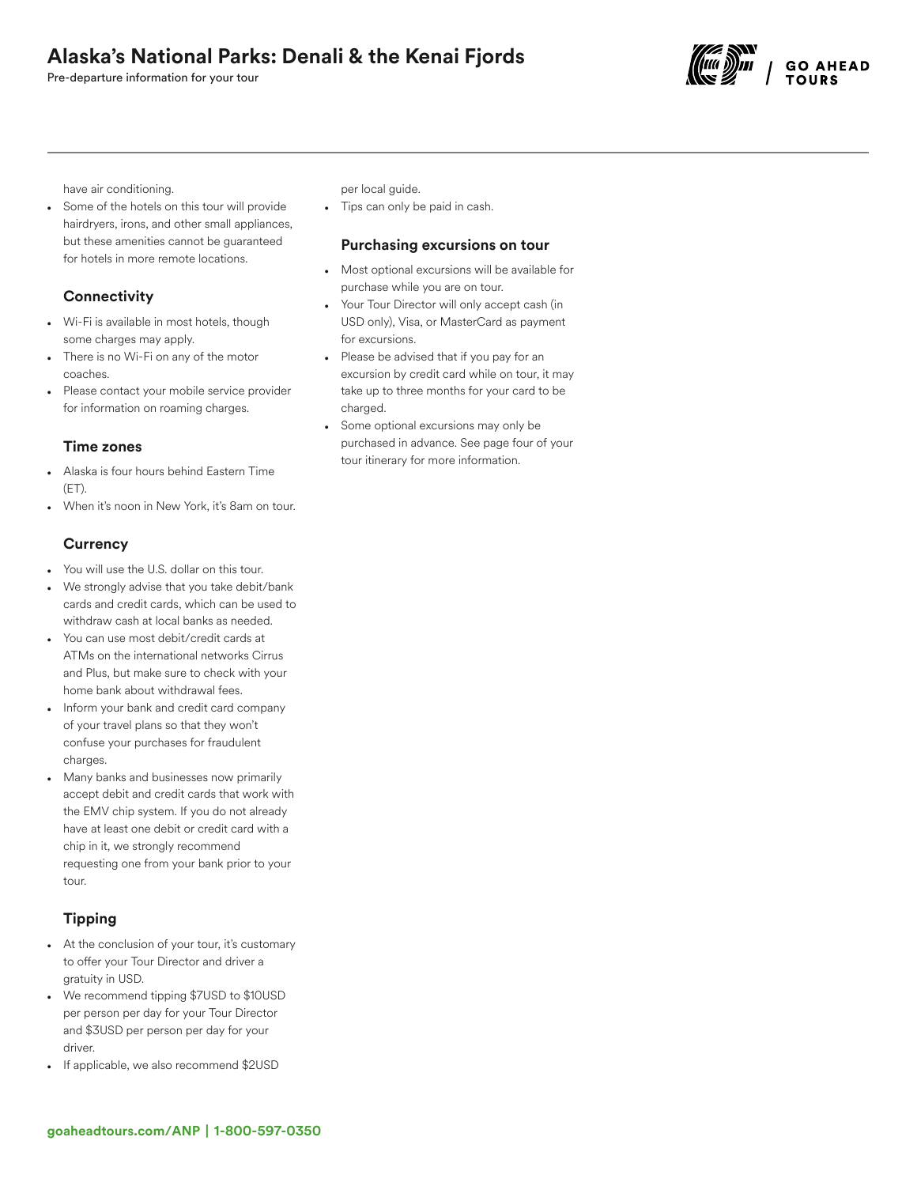have air conditioning.

- Some of the hotels on this tour will provide hairdryers, irons, and other small appliances, but these amenities cannot be guaranteed for hotels in more remote locations.

### Connectivity

- Wi-Fi is available in most hotels, though some charges may apply.
- There is no Wi-Fi on any of the motor coaches.
- Please contact your mobile service provider for information on roaming charges.

### Time zones

- Alaska is four hours behind Eastern Time (ET).
- When it's noon in New York, it's 8am on tour.

### Currency

- You will use the U.S. dollar on this tour.
- We strongly advise that you take debit/bank cards and credit cards, which can be used to withdraw cash at local banks as needed.
- You can use most debit/credit cards at ATMs on the international networks Cirrus and Plus, but make sure to check with your home bank about withdrawal fees.
- Inform your bank and credit card company of your travel plans so that they won't confuse your purchases for fraudulent charges.
- Many banks and businesses now primarily accept debit and credit cards that work with the EMV chip system. If you do not already have at least one debit or credit card with a chip in it, we strongly recommend requesting one from your bank prior to your tour.

### Tipping

- At the conclusion of your tour, it's customary to offer your Tour Director and driver a gratuity in USD.
- We recommend tipping $7USD to $10USD per person per day for your Tour Director and $3USD per person per day for your driver.
- If applicable, we also recommend $2USD per local guide.
- Tips can only be paid in cash.

### Purchasing excursions on tour

- Most optional excursions will be available for purchase while you are on tour.
- Your Tour Director will only accept cash (in USD only), Visa, or MasterCard as payment for excursions.
- Please be advised that if you pay for an excursion by credit card while on tour, it may take up to three months for your card to be charged.
- Some optional excursions may only be purchased in advance. See page four of your tour itinerary for more information.